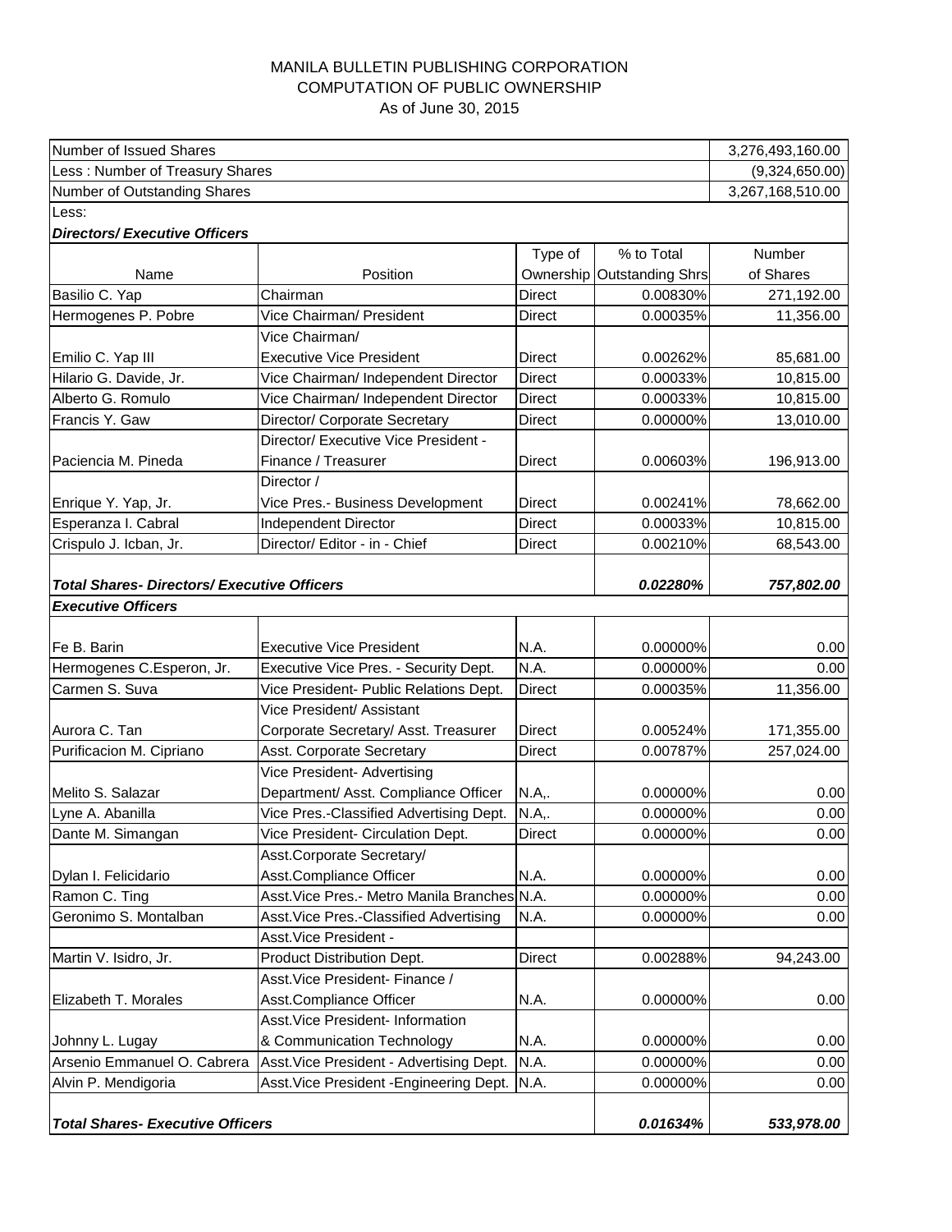# MANILA BULLETIN PUBLISHING CORPORATION
## COMPUTATION OF PUBLIC OWNERSHIP
### As of June 30, 2015

| Number of Issued Shares | | | | 3,276,493,160.00 |
|---|---|---|---|---|
| Less : Number of Treasury Shares | | | | (9,324,650.00) |
| Number of Outstanding Shares | | | | 3,267,168,510.00 |
| Less: | | | | |
| ***Directors/ Executive Officers*** | | | | |
| Name | Position | Type of Ownership | % to Total Outstanding Shrs | Number of Shares |
| Basilio C. Yap | Chairman | Direct | 0.00830% | 271,192.00 |
| Hermogenes P. Pobre | Vice Chairman/ President | Direct | 0.00035% | 11,356.00 |
| Emilio C. Yap III | Vice Chairman/ Executive Vice President | Direct | 0.00262% | 85,681.00 |
| Hilario G. Davide, Jr. | Vice Chairman/ Independent Director | Direct | 0.00033% | 10,815.00 |
| Alberto G. Romulo | Vice Chairman/ Independent Director | Direct | 0.00033% | 10,815.00 |
| Francis Y. Gaw | Director/ Corporate Secretary | Direct | 0.00000% | 13,010.00 |
| Paciencia M. Pineda | Director/ Executive Vice President - Finance / Treasurer | Direct | 0.00603% | 196,913.00 |
| Enrique Y. Yap, Jr. | Director / Vice Pres.- Business Development | Direct | 0.00241% | 78,662.00 |
| Esperanza I. Cabral | Independent Director | Direct | 0.00033% | 10,815.00 |
| Crispulo J. Icban, Jr. | Director/ Editor - in - Chief | Direct | 0.00210% | 68,543.00 |
| ***Total Shares- Directors/ Executive Officers*** | | | ***0.02280%*** | ***757,802.00*** |
| ***Executive Officers*** | | | | |
| Fe B. Barin | Executive Vice President | N.A. | 0.00000% | 0.00 |
| Hermogenes C.Esperon, Jr. | Executive Vice Pres. - Security Dept. | N.A. | 0.00000% | 0.00 |
| Carmen S. Suva | Vice President- Public Relations Dept. | Direct | 0.00035% | 11,356.00 |
| Aurora C. Tan | Vice President/ Assistant Corporate Secretary/ Asst. Treasurer | Direct | 0.00524% | 171,355.00 |
| Purificacion M. Cipriano | Asst. Corporate Secretary | Direct | 0.00787% | 257,024.00 |
| Melito S. Salazar | Vice President- Advertising Department/ Asst. Compliance Officer | N.A,. | 0.00000% | 0.00 |
| Lyne A. Abanilla | Vice Pres.-Classified Advertising Dept. | N.A,. | 0.00000% | 0.00 |
| Dante M. Simangan | Vice President- Circulation Dept. | Direct | 0.00000% | 0.00 |
| Dylan I. Felicidario | Asst.Corporate Secretary/ Asst.Compliance Officer | N.A. | 0.00000% | 0.00 |
| Ramon C. Ting | Asst.Vice Pres.- Metro Manila Branches | N.A. | 0.00000% | 0.00 |
| Geronimo S. Montalban | Asst.Vice Pres.-Classified Advertising | N.A. | 0.00000% | 0.00 |
| Martin V. Isidro, Jr. | Asst.Vice President - Product Distribution Dept. | Direct | 0.00288% | 94,243.00 |
| Elizabeth T. Morales | Asst.Vice President- Finance / Asst.Compliance Officer | N.A. | 0.00000% | 0.00 |
| Johnny L. Lugay | Asst.Vice President- Information & Communication Technology | N.A. | 0.00000% | 0.00 |
| Arsenio Emmanuel O. Cabrera | Asst.Vice President - Advertising Dept. | N.A. | 0.00000% | 0.00 |
| Alvin P. Mendigoria | Asst.Vice President -Engineering Dept. | N.A. | 0.00000% | 0.00 |
| ***Total Shares- Executive Officers*** | | | ***0.01634%*** | ***533,978.00*** |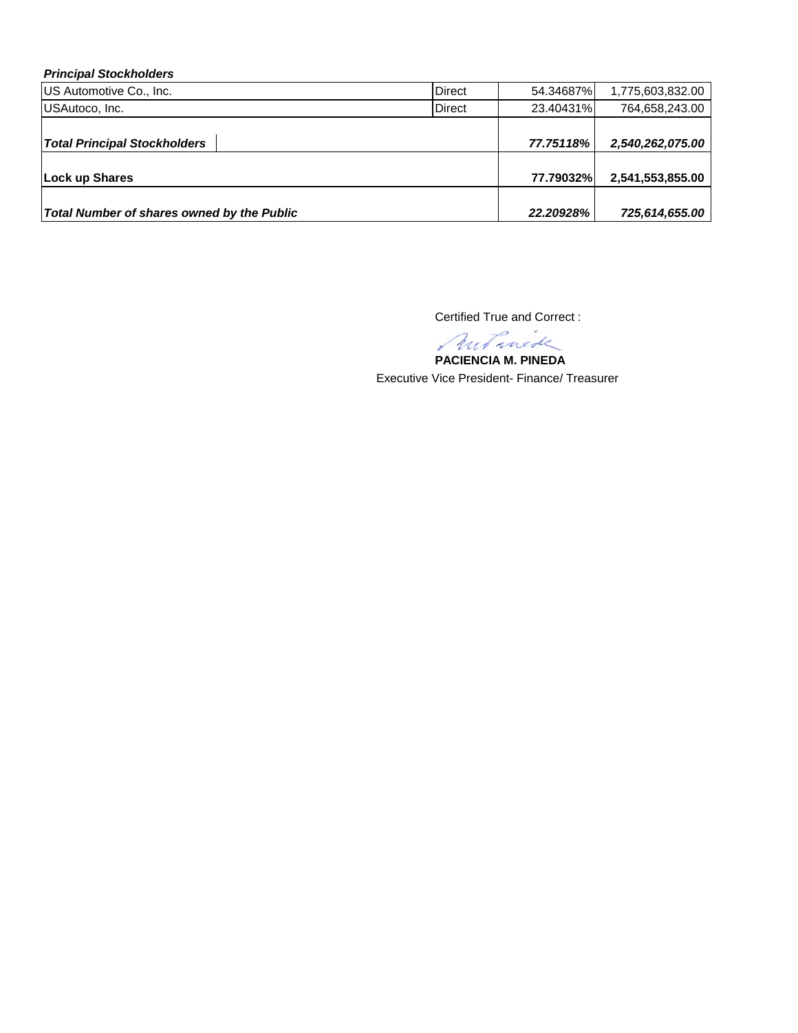***Principal Stockholders***

| | | | |
|---|---|---|---|
| US Automotive Co., Inc. | Direct | 54.34687% | 1,775,603,832.00 |
| USAutoco, Inc. | Direct | 23.40431% | 764,658,243.00 |
| ***Total Principal Stockholders*** | | ***77.75118%*** | ***2,540,262,075.00*** |
| **Lock up Shares** | | **77.79032%** | **2,541,553,855.00** |
| ***Total Number of shares owned by the Public*** | | ***22.20928%*** | ***725,614,655.00*** |

Certified True and Correct :

**PACIENCIA M. PINEDA**
Executive Vice President- Finance/ Treasurer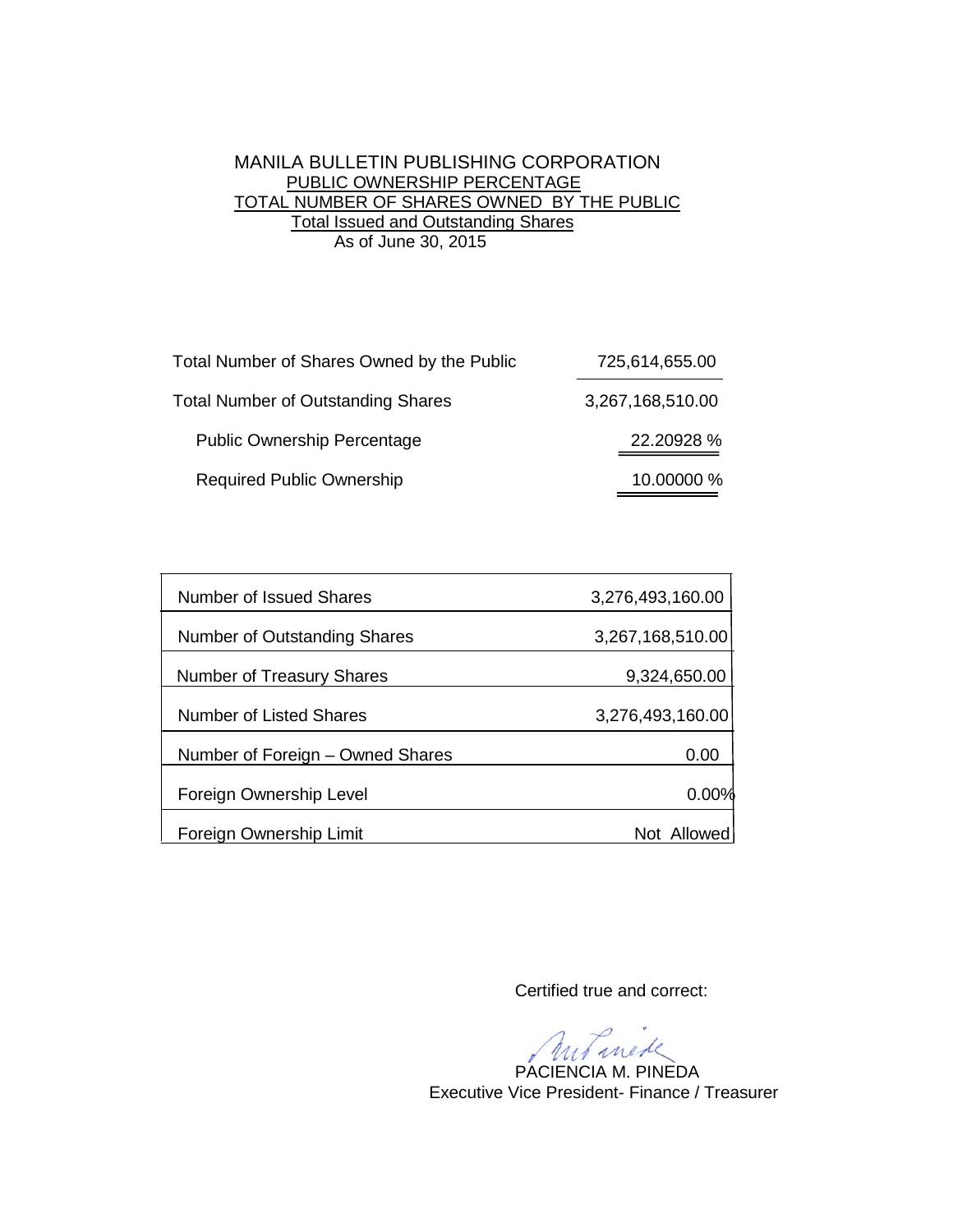MANILA BULLETIN PUBLISHING CORPORATION

PUBLIC OWNERSHIP PERCENTAGE

TOTAL NUMBER OF SHARES OWNED BY THE PUBLIC

Total Issued and Outstanding Shares

As of June 30, 2015

| | |
|---|---|
| Total Number of Shares Owned by the Public | 725,614,655.00 |
| Total Number of Outstanding Shares | 3,267,168,510.00 |
| Public Ownership Percentage | 22.20928 % |
| Required Public Ownership | 10.00000 % |

| | |
|---|---|
| Number of Issued Shares | 3,276,493,160.00 |
| Number of Outstanding Shares | 3,267,168,510.00 |
| Number of Treasury Shares | 9,324,650.00 |
| Number of Listed Shares | 3,276,493,160.00 |
| Number of Foreign – Owned Shares | 0.00 |
| Foreign Ownership Level | 0.00% |
| Foreign Ownership Limit | Not Allowed |

Certified true and correct:

PACIENCIA M. PINEDA

Executive Vice President- Finance / Treasurer